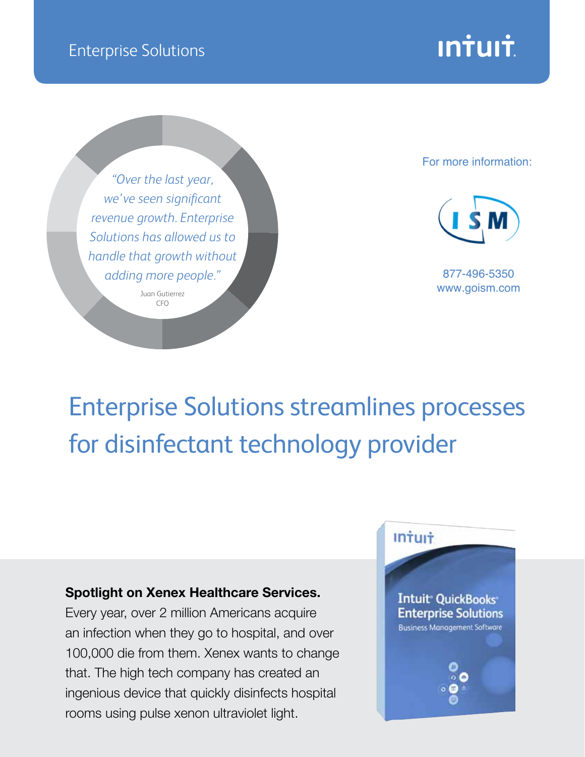Enterprise Solutions

intuit

*"Over the last year, we've seen significant revenue growth. Enterprise Solutions has allowed us to handle that growth without adding more people."*

Juan Gutierrez
CFO

For more information:

ISM

877-496-5350
www.goism.com

# Enterprise Solutions streamlines processes for disinfectant technology provider

**Spotlight on Xenex Healthcare Services.**
Every year, over 2 million Americans acquire an infection when they go to hospital, and over 100,000 die from them. Xenex wants to change that. The high tech company has created an ingenious device that quickly disinfects hospital rooms using pulse xenon ultraviolet light.

intuit

Intuit QuickBooks Enterprise Solutions
Business Management Software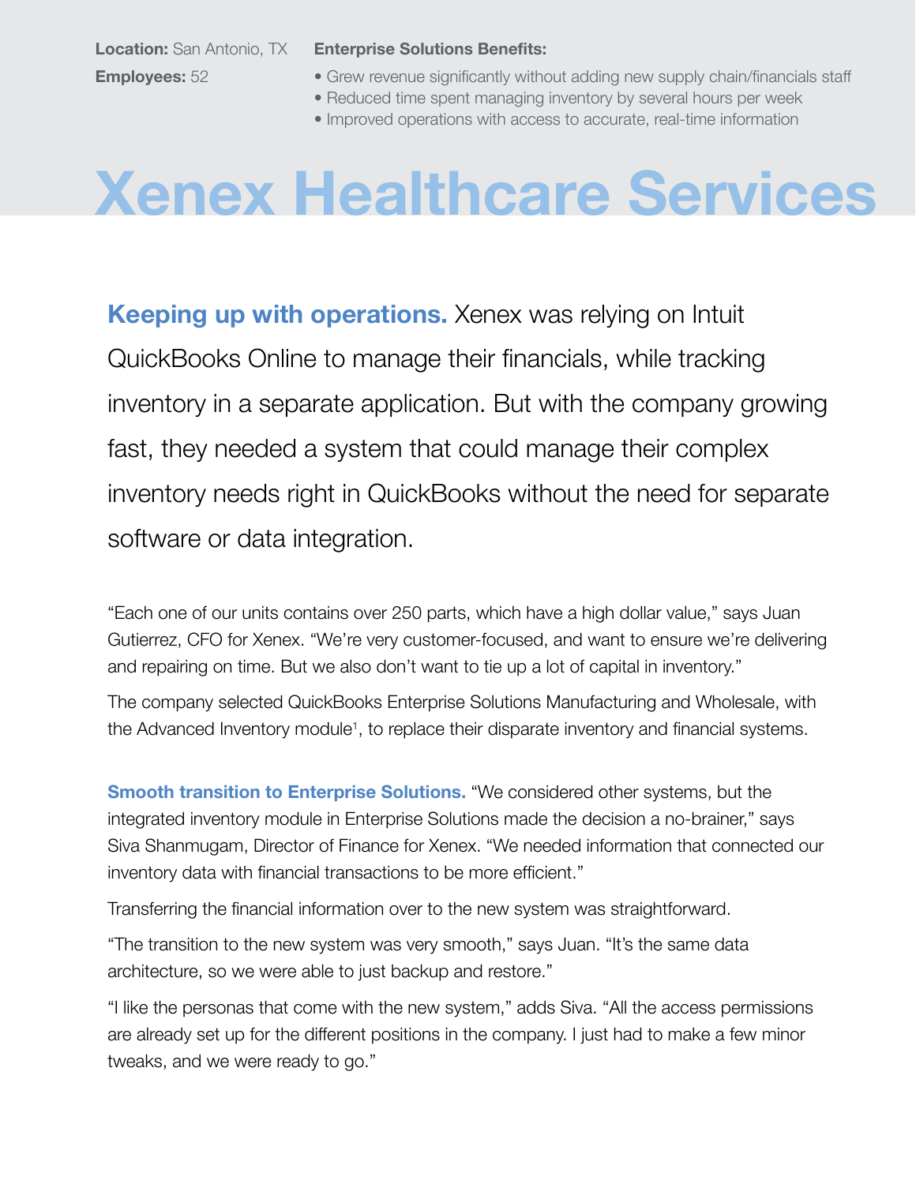**Location:** San Antonio, TX

**Employees:** 52

**Enterprise Solutions Benefits:**

- Grew revenue significantly without adding new supply chain/financials staff
- Reduced time spent managing inventory by several hours per week
- Improved operations with access to accurate, real-time information

# Xenex Healthcare Services

**Keeping up with operations.** Xenex was relying on Intuit QuickBooks Online to manage their financials, while tracking inventory in a separate application. But with the company growing fast, they needed a system that could manage their complex inventory needs right in QuickBooks without the need for separate software or data integration.

"Each one of our units contains over 250 parts, which have a high dollar value," says Juan Gutierrez, CFO for Xenex. "We're very customer-focused, and want to ensure we're delivering and repairing on time. But we also don't want to tie up a lot of capital in inventory."

The company selected QuickBooks Enterprise Solutions Manufacturing and Wholesale, with the Advanced Inventory module[1], to replace their disparate inventory and financial systems.

**Smooth transition to Enterprise Solutions.** "We considered other systems, but the integrated inventory module in Enterprise Solutions made the decision a no-brainer," says Siva Shanmugam, Director of Finance for Xenex. "We needed information that connected our inventory data with financial transactions to be more efficient."

Transferring the financial information over to the new system was straightforward.

"The transition to the new system was very smooth," says Juan. "It's the same data architecture, so we were able to just backup and restore."

"I like the personas that come with the new system," adds Siva. "All the access permissions are already set up for the different positions in the company. I just had to make a few minor tweaks, and we were ready to go."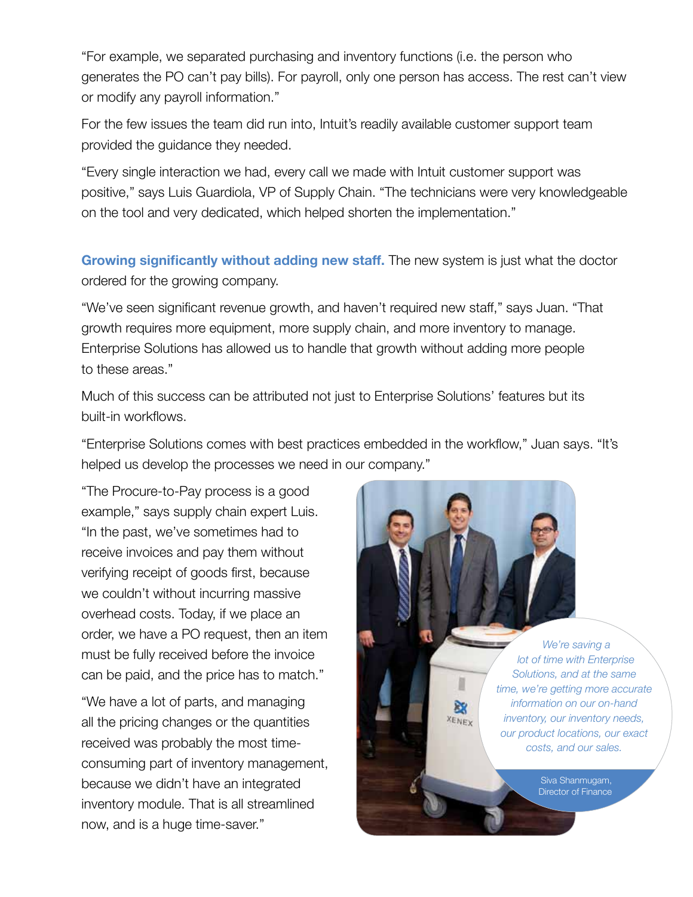"For example, we separated purchasing and inventory functions (i.e. the person who generates the PO can't pay bills). For payroll, only one person has access. The rest can't view or modify any payroll information."

For the few issues the team did run into, Intuit's readily available customer support team provided the guidance they needed.

"Every single interaction we had, every call we made with Intuit customer support was positive," says Luis Guardiola, VP of Supply Chain. "The technicians were very knowledgeable on the tool and very dedicated, which helped shorten the implementation."

**Growing significantly without adding new staff.** The new system is just what the doctor ordered for the growing company.

"We've seen significant revenue growth, and haven't required new staff," says Juan. "That growth requires more equipment, more supply chain, and more inventory to manage. Enterprise Solutions has allowed us to handle that growth without adding more people to these areas."

Much of this success can be attributed not just to Enterprise Solutions' features but its built-in workflows.

"Enterprise Solutions comes with best practices embedded in the workflow," Juan says. "It's helped us develop the processes we need in our company."

"The Procure-to-Pay process is a good example," says supply chain expert Luis. "In the past, we've sometimes had to receive invoices and pay them without verifying receipt of goods first, because we couldn't without incurring massive overhead costs. Today, if we place an order, we have a PO request, then an item must be fully received before the invoice can be paid, and the price has to match."

"We have a lot of parts, and managing all the pricing changes or the quantities received was probably the most time-consuming part of inventory management, because we didn't have an integrated inventory module. That is all streamlined now, and is a huge time-saver."

*We're saving a lot of time with Enterprise Solutions, and at the same time, we're getting more accurate information on our on-hand inventory, our inventory needs, our product locations, our exact costs, and our sales.*

Siva Shanmugam, Director of Finance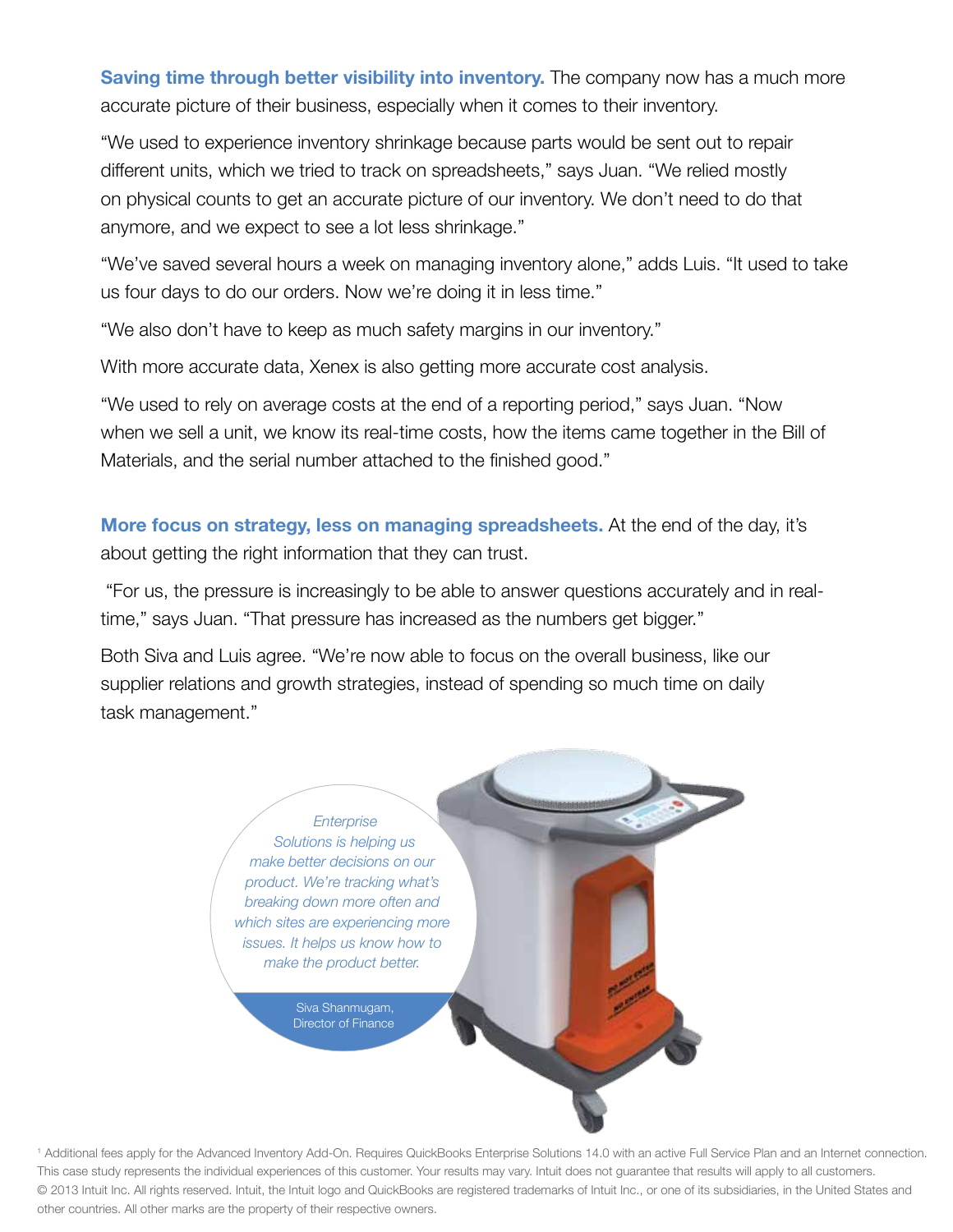**Saving time through better visibility into inventory.** The company now has a much more accurate picture of their business, especially when it comes to their inventory.

"We used to experience inventory shrinkage because parts would be sent out to repair different units, which we tried to track on spreadsheets," says Juan. "We relied mostly on physical counts to get an accurate picture of our inventory. We don't need to do that anymore, and we expect to see a lot less shrinkage."

"We've saved several hours a week on managing inventory alone," adds Luis. "It used to take us four days to do our orders. Now we're doing it in less time."

"We also don't have to keep as much safety margins in our inventory."

With more accurate data, Xenex is also getting more accurate cost analysis.

"We used to rely on average costs at the end of a reporting period," says Juan. "Now when we sell a unit, we know its real-time costs, how the items came together in the Bill of Materials, and the serial number attached to the finished good."

**More focus on strategy, less on managing spreadsheets.** At the end of the day, it's about getting the right information that they can trust.

"For us, the pressure is increasingly to be able to answer questions accurately and in real-time," says Juan. "That pressure has increased as the numbers get bigger."

Both Siva and Luis agree. "We're now able to focus on the overall business, like our supplier relations and growth strategies, instead of spending so much time on daily task management."

*Enterprise Solutions is helping us make better decisions on our product. We're tracking what's breaking down more often and which sites are experiencing more issues. It helps us know how to make the product better.*

Siva Shanmugam, Director of Finance

[1] Additional fees apply for the Advanced Inventory Add-On. Requires QuickBooks Enterprise Solutions 14.0 with an active Full Service Plan and an Internet connection. This case study represents the individual experiences of this customer. Your results may vary. Intuit does not guarantee that results will apply to all customers.
© 2013 Intuit Inc. All rights reserved. Intuit, the Intuit logo and QuickBooks are registered trademarks of Intuit Inc., or one of its subsidiaries, in the United States and other countries. All other marks are the property of their respective owners.